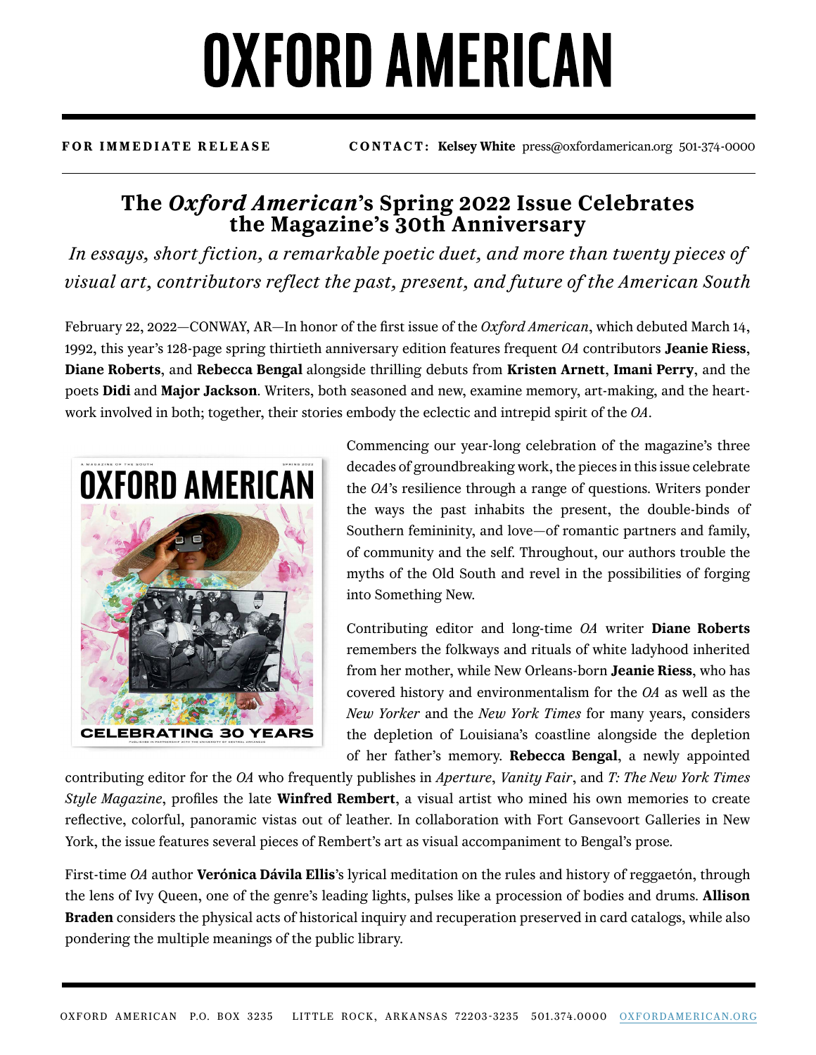# OXFORD AMERICAN

**FOR IMMEDIATE RELEASE** **CONTACT: Kelsey White** press@oxfordamerican.org 501-374-0000

## The *Oxford American*'s Spring 2022 Issue Celebrates the Magazine's 30th Anniversary

*In essays, short fiction, a remarkable poetic duet, and more than twenty pieces of visual art, contributors reflect the past, present, and future of the American South*

February 22, 2022—CONWAY, AR—In honor of the first issue of the *Oxford American*, which debuted March 14, 1992, this year's 128-page spring thirtieth anniversary edition features frequent *OA* contributors **Jeanie Riess**, **Diane Roberts**, and **Rebecca Bengal** alongside thrilling debuts from **Kristen Arnett**, **Imani Perry**, and the poets **Didi** and **Major Jackson**. Writers, both seasoned and new, examine memory, art-making, and the heart-work involved in both; together, their stories embody the eclectic and intrepid spirit of the *OA*.

Commencing our year-long celebration of the magazine's three decades of groundbreaking work, the pieces in this issue celebrate the *OA*'s resilience through a range of questions. Writers ponder the ways the past inhabits the present, the double-binds of Southern femininity, and love—of romantic partners and family, of community and the self. Throughout, our authors trouble the myths of the Old South and revel in the possibilities of forging into Something New.

Contributing editor and long-time *OA* writer **Diane Roberts** remembers the folkways and rituals of white ladyhood inherited from her mother, while New Orleans-born **Jeanie Riess**, who has covered history and environmentalism for the *OA* as well as the *New Yorker* and the *New York Times* for many years, considers the depletion of Louisiana's coastline alongside the depletion of her father's memory. **Rebecca Bengal**, a newly appointed contributing editor for the *OA* who frequently publishes in *Aperture*, *Vanity Fair*, and *T: The New York Times Style Magazine*, profiles the late **Winfred Rembert**, a visual artist who mined his own memories to create reflective, colorful, panoramic vistas out of leather. In collaboration with Fort Gansevoort Galleries in New York, the issue features several pieces of Rembert's art as visual accompaniment to Bengal's prose.

First-time *OA* author **Verónica Dávila Ellis**'s lyrical meditation on the rules and history of reggaetón, through the lens of Ivy Queen, one of the genre's leading lights, pulses like a procession of bodies and drums. **Allison Braden** considers the physical acts of historical inquiry and recuperation preserved in card catalogs, while also pondering the multiple meanings of the public library.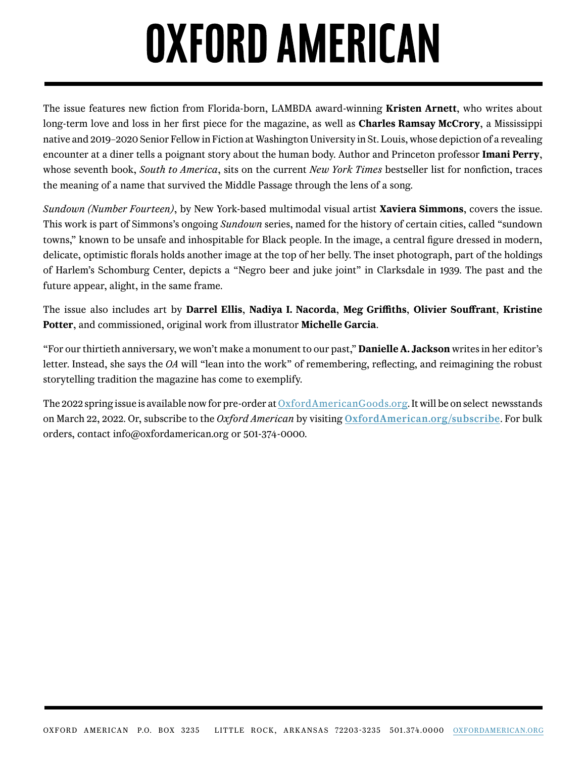The issue features new fiction from Florida-born, LAMBDA award-winning **Kristen Arnett**, who writes about long-term love and loss in her first piece for the magazine, as well as **Charles Ramsay McCrory**, a Mississippi native and 2019–2020 Senior Fellow in Fiction at Washington University in St. Louis, whose depiction of a revealing encounter at a diner tells a poignant story about the human body. Author and Princeton professor **Imani Perry**, whose seventh book, *South to America*, sits on the current *New York Times* bestseller list for nonfiction, traces the meaning of a name that survived the Middle Passage through the lens of a song.

*Sundown (Number Fourteen)*, by New York-based multimodal visual artist **Xaviera Simmons**, covers the issue. This work is part of Simmons's ongoing *Sundown* series, named for the history of certain cities, called "sundown towns," known to be unsafe and inhospitable for Black people. In the image, a central figure dressed in modern, delicate, optimistic florals holds another image at the top of her belly. The inset photograph, part of the holdings of Harlem's Schomburg Center, depicts a "Negro beer and juke joint" in Clarksdale in 1939. The past and the future appear, alight, in the same frame.

The issue also includes art by **Darrel Ellis**, **Nadiya I. Nacorda**, **Meg Griffiths**, **Olivier Souffrant**, **Kristine Potter**, and commissioned, original work from illustrator **Michelle Garcia**.

"For our thirtieth anniversary, we won't make a monument to our past," **Danielle A. Jackson** writes in her editor's letter. Instead, she says the *OA* will "lean into the work" of remembering, reflecting, and reimagining the robust storytelling tradition the magazine has come to exemplify.

The 2022 spring issue is available now for pre-order at OxfordAmericanGoods.org. It will be on select newsstands on March 22, 2022. Or, subscribe to the *Oxford American* by visiting **OxfordAmerican.org/subscribe**. For bulk orders, contact info@oxfordamerican.org or 501-374-0000.